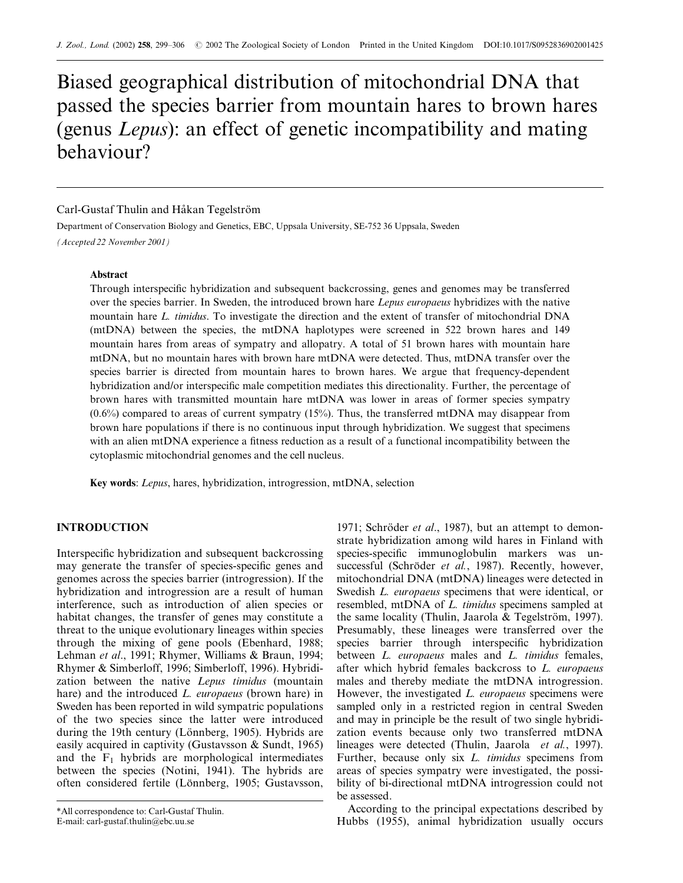# Biased geographical distribution of mitochondrial DNA that passed the species barrier from mountain hares to brown hares (genus *Lepus*): an effect of genetic incompatibility and mating behaviour?

Carl-Gustaf Thulin and Håkan Tegelström

Department of Conservation Biology and Genetics, EBC, Uppsala University, SE-752 36 Uppsala, Sweden

*(Accepted 22 November 2001)*

### Abstract

Through interspecific hybridization and subsequent backcrossing, genes and genomes may be transferred over the species barrier. In Sweden, the introduced brown hare *Lepus europaeus* hybridizes with the native mountain hare *L. timidus*. To investigate the direction and the extent of transfer of mitochondrial DNA (mtDNA) between the species, the mtDNA haplotypes were screened in 522 brown hares and 149 mountain hares from areas of sympatry and allopatry. A total of 51 brown hares with mountain hare mtDNA, but no mountain hares with brown hare mtDNA were detected. Thus, mtDNA transfer over the species barrier is directed from mountain hares to brown hares. We argue that frequency-dependent hybridization and/or interspecific male competition mediates this directionality. Further, the percentage of brown hares with transmitted mountain hare mtDNA was lower in areas of former species sympatry (0.6%) compared to areas of current sympatry (15%). Thus, the transferred mtDNA may disappear from brown hare populations if there is no continuous input through hybridization. We suggest that specimens with an alien mtDNA experience a fitness reduction as a result of a functional incompatibility between the cytoplasmic mitochondrial genomes and the cell nucleus.

**Key words**: *Lepus*, hares, hybridization, introgression, mtDNA, selection

## INTRODUCTION

Interspecific hybridization and subsequent backcrossing may generate the transfer of species-specific genes and genomes across the species barrier (introgression). If the hybridization and introgression are a result of human interference, such as introduction of alien species or habitat changes, the transfer of genes may constitute a threat to the unique evolutionary lineages within species through the mixing of gene pools (Ebenhard, 1988; Lehman *et al*., 1991; Rhymer, Williams & Braun, 1994; Rhymer & Simberloff, 1996; Simberloff, 1996). Hybridization between the native *Lepus timidus* (mountain hare) and the introduced *L. europaeus* (brown hare) in Sweden has been reported in wild sympatric populations of the two species since the latter were introduced during the 19th century (Lönnberg, 1905). Hybrids are easily acquired in captivity (Gustavsson & Sundt, 1965) and the $F_1$ hybrids are morphological intermediates between the species (Notini, 1941). The hybrids are often considered fertile (Lönnberg, 1905; Gustavsson, 1971; Schröder *et al*., 1987), but an attempt to demonstrate hybridization among wild hares in Finland with species-specific immunoglobulin markers was unsuccessful (Schröder *et al*., 1987). Recently, however, mitochondrial DNA (mtDNA) lineages were detected in Swedish *L. europaeus* specimens that were identical, or resembled, mtDNA of *L. timidus* specimens sampled at the same locality (Thulin, Jaarola & Tegelström, 1997). Presumably, these lineages were transferred over the species barrier through interspecific hybridization between *L. europaeus* males and *L. timidus* females, after which hybrid females backcross to *L. europaeus* males and thereby mediate the mtDNA introgression. However, the investigated *L. europaeus* specimens were sampled only in a restricted region in central Sweden and may in principle be the result of two single hybridization events because only two transferred mtDNA lineages were detected (Thulin, Jaarola *et al*., 1997). Further, because only six *L. timidus* specimens from areas of species sympatry were investigated, the possibility of bi-directional mtDNA introgression could not be assessed.

According to the principal expectations described by Hubbs (1955), animal hybridization usually occurs

*All correspondence to: Carl-Gustaf Thulin.
E-mail: carl-gustaf.thulin@ebc.uu.se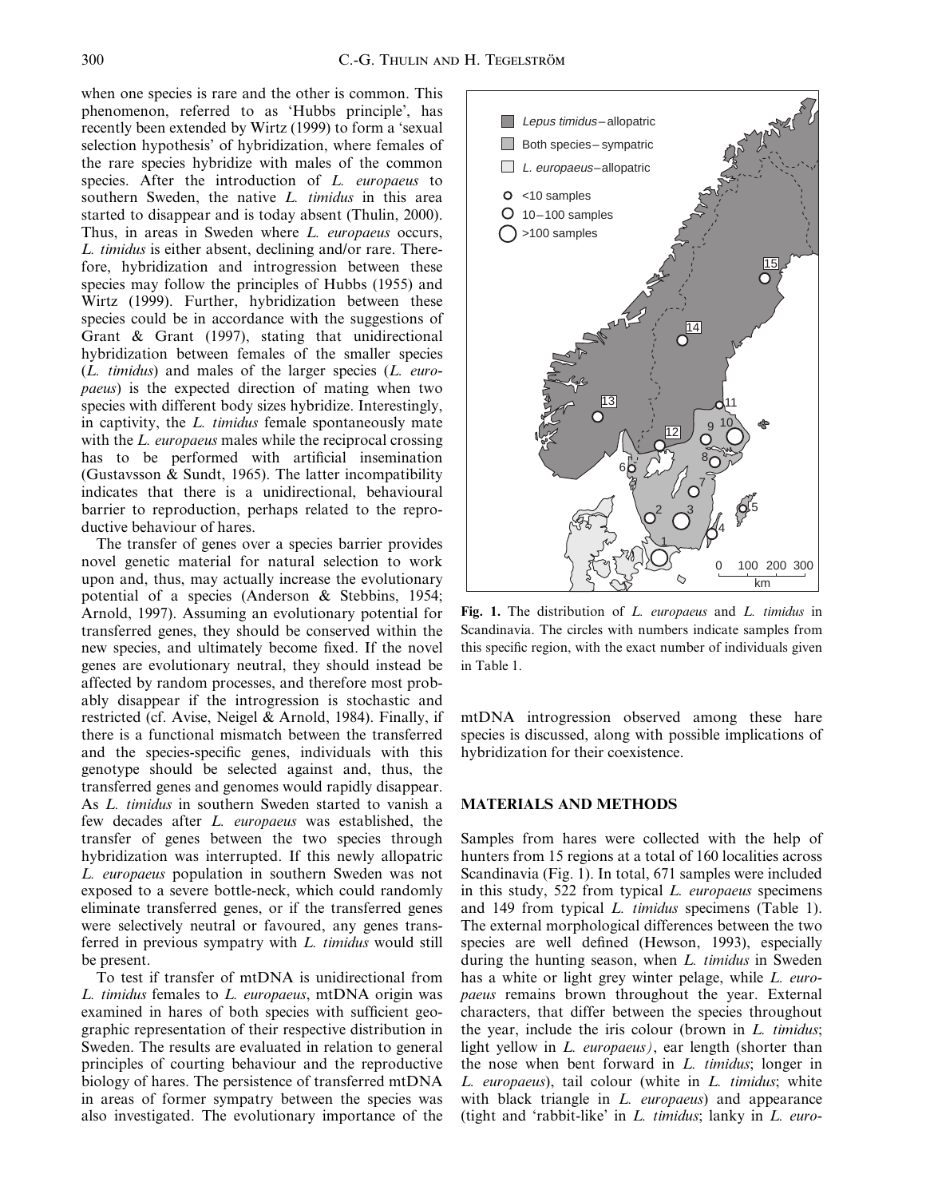when one species is rare and the other is common. This phenomenon, referred to as 'Hubbs principle', has recently been extended by Wirtz (1999) to form a 'sexual selection hypothesis' of hybridization, where females of the rare species hybridize with males of the common species. After the introduction of *L. europaeus* to southern Sweden, the native *L. timidus* in this area started to disappear and is today absent (Thulin, 2000). Thus, in areas in Sweden where *L. europaeus* occurs, *L. timidus* is either absent, declining and/or rare. Therefore, hybridization and introgression between these species may follow the principles of Hubbs (1955) and Wirtz (1999). Further, hybridization between these species could be in accordance with the suggestions of Grant & Grant (1997), stating that unidirectional hybridization between females of the smaller species (*L. timidus*) and males of the larger species (*L. europaeus*) is the expected direction of mating when two species with different body sizes hybridize. Interestingly, in captivity, the *L. timidus* female spontaneously mate with the *L. europaeus* males while the reciprocal crossing has to be performed with artificial insemination (Gustavsson & Sundt, 1965). The latter incompatibility indicates that there is a unidirectional, behavioural barrier to reproduction, perhaps related to the reproductive behaviour of hares.

The transfer of genes over a species barrier provides novel genetic material for natural selection to work upon and, thus, may actually increase the evolutionary potential of a species (Anderson & Stebbins, 1954; Arnold, 1997). Assuming an evolutionary potential for transferred genes, they should be conserved within the new species, and ultimately become fixed. If the novel genes are evolutionary neutral, they should instead be affected by random processes, and therefore most probably disappear if the introgression is stochastic and restricted (cf. Avise, Neigel & Arnold, 1984). Finally, if there is a functional mismatch between the transferred and the species-specific genes, individuals with this genotype should be selected against and, thus, the transferred genes and genomes would rapidly disappear. As *L. timidus* in southern Sweden started to vanish a few decades after *L. europaeus* was established, the transfer of genes between the two species through hybridization was interrupted. If this newly allopatric *L. europaeus* population in southern Sweden was not exposed to a severe bottle-neck, which could randomly eliminate transferred genes, or if the transferred genes were selectively neutral or favoured, any genes transferred in previous sympatry with *L. timidus* would still be present.

To test if transfer of mtDNA is unidirectional from *L. timidus* females to *L. europaeus*, mtDNA origin was examined in hares of both species with sufficient geographic representation of their respective distribution in Sweden. The results are evaluated in relation to general principles of courting behaviour and the reproductive biology of hares. The persistence of transferred mtDNA in areas of former sympatry between the species was also investigated. The evolutionary importance of the mtDNA introgression observed among these hare species is discussed, along with possible implications of hybridization for their coexistence.

**Fig. 1.** The distribution of *L. europaeus* and *L. timidus* in Scandinavia. The circles with numbers indicate samples from this specific region, with the exact number of individuals given in Table 1.

## MATERIALS AND METHODS

Samples from hares were collected with the help of hunters from 15 regions at a total of 160 localities across Scandinavia (Fig. 1). In total, 671 samples were included in this study, 522 from typical *L. europaeus* specimens and 149 from typical *L. timidus* specimens (Table 1). The external morphological differences between the two species are well defined (Hewson, 1993), especially during the hunting season, when *L. timidus* in Sweden has a white or light grey winter pelage, while *L. europaeus* remains brown throughout the year. External characters, that differ between the species throughout the year, include the iris colour (brown in *L. timidus*; light yellow in *L. europaeus)*, ear length (shorter than the nose when bent forward in *L. timidus*; longer in *L. europaeus*), tail colour (white in *L. timidus*; white with black triangle in *L. europaeus*) and appearance (tight and 'rabbit-like' in *L. timidus*; lanky in *L. euro-*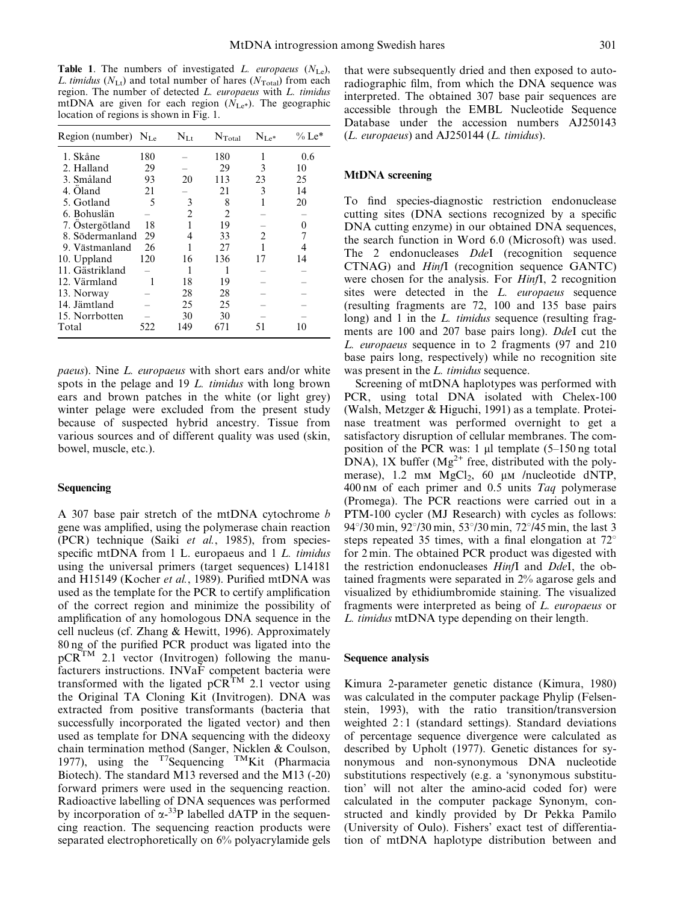**Table 1**. The numbers of investigated *L. europaeus* ($N_{Le}$), *L. timidus* ($N_{Lt}$) and total number of hares ($N_{Total}$) from each region. The number of detected *L. europaeus* with *L. timidus* mtDNA are given for each region ($N_{Le*}$). The geographic location of regions is shown in Fig. 1.

| Region (number) | $N_{Le}$ | $N_{Lt}$ | $N_{Total}$ | $N_{Le*}$ | % Le* |
|---|---|---|---|---|---|
| 1. Skåne | 180 | – | 180 | 1 | 0.6 |
| 2. Halland | 29 | – | 29 | 3 | 10 |
| 3. Småland | 93 | 20 | 113 | 23 | 25 |
| 4. Öland | 21 | – | 21 | 3 | 14 |
| 5. Gotland | 5 | 3 | 8 | 1 | 20 |
| 6. Bohuslän | – | 2 | 2 | – | – |
| 7. Östergötland | 18 | 1 | 19 | – | 0 |
| 8. Södermanland | 29 | 4 | 33 | 2 | 7 |
| 9. Västmanland | 26 | 1 | 27 | 1 | 4 |
| 10. Uppland | 120 | 16 | 136 | 17 | 14 |
| 11. Gästrikland | – | 1 | 1 | – | – |
| 12. Värmland | 1 | 18 | 19 | – | – |
| 13. Norway | – | 28 | 28 | – | – |
| 14. Jämtland | – | 25 | 25 | – | – |
| 15. Norrbotten | – | 30 | 30 | – | – |
| Total | 522 | 149 | 671 | 51 | 10 |

*paeus*). Nine *L. europaeus* with short ears and/or white spots in the pelage and 19 *L. timidus* with long brown ears and brown patches in the white (or light grey) winter pelage were excluded from the present study because of suspected hybrid ancestry. Tissue from various sources and of different quality was used (skin, bowel, muscle, etc.).

### Sequencing

A 307 base pair stretch of the mtDNA cytochrome *b* gene was amplified, using the polymerase chain reaction (PCR) technique (Saiki *et al.*, 1985), from species-specific mtDNA from 1 L. europaeus and 1 *L. timidus* using the universal primers (target sequences) L14181 and H15149 (Kocher *et al.*, 1989). Purified mtDNA was used as the template for the PCR to certify amplification of the correct region and minimize the possibility of amplification of any homologous DNA sequence in the cell nucleus (cf. Zhang & Hewitt, 1996). Approximately 80 ng of the purified PCR product was ligated into the pCR$^{TM}$ 2.1 vector (Invitrogen) following the manufacturers instructions. INVaF competent bacteria were transformed with the ligated pCR$^{TM}$ 2.1 vector using the Original TA Cloning Kit (Invitrogen). DNA was extracted from positive transformants (bacteria that successfully incorporated the ligated vector) and then used as template for DNA sequencing with the dideoxy chain termination method (Sanger, Nicklen & Coulson, 1977), using the $^{T7}$Sequencing $^{TM}$Kit (Pharmacia Biotech). The standard M13 reversed and the M13 (-20) forward primers were used in the sequencing reaction. Radioactive labelling of DNA sequences was performed by incorporation of $\alpha$-$^{33}$P labelled dATP in the sequencing reaction. The sequencing reaction products were separated electrophoretically on 6% polyacrylamide gels that were subsequently dried and then exposed to autoradiographic film, from which the DNA sequence was interpreted. The obtained 307 base pair sequences are accessible through the EMBL Nucleotide Sequence Database under the accession numbers AJ250143 (*L. europaeus*) and AJ250144 (*L. timidus*).

### MtDNA screening

To find species-diagnostic restriction endonuclease cutting sites (DNA sections recognized by a specific DNA cutting enzyme) in our obtained DNA sequences, the search function in Word 6.0 (Microsoft) was used. The 2 endonucleases *Dde*I (recognition sequence CTNAG) and *Hinf*I (recognition sequence GANTC) were chosen for the analysis. For *Hinf*I, 2 recognition sites were detected in the *L. europaeus* sequence (resulting fragments are 72, 100 and 135 base pairs long) and 1 in the *L. timidus* sequence (resulting fragments are 100 and 207 base pairs long). *Dde*I cut the *L. europaeus* sequence in to 2 fragments (97 and 210 base pairs long, respectively) while no recognition site was present in the *L. timidus* sequence.

Screening of mtDNA haplotypes was performed with PCR, using total DNA isolated with Chelex-100 (Walsh, Metzger & Higuchi, 1991) as a template. Proteinase treatment was performed overnight to get a satisfactory disruption of cellular membranes. The composition of the PCR was: 1 μl template (5–150 ng total DNA), 1X buffer ($Mg^{2+}$ free, distributed with the polymerase), 1.2 mM $MgCl_2$, 60 μM /nucleotide dNTP, 400 nM of each primer and 0.5 units *Taq* polymerase (Promega). The PCR reactions were carried out in a PTM-100 cycler (MJ Research) with cycles as follows: 94°/30 min, 92°/30 min, 53°/30 min, 72°/45 min, the last 3 steps repeated 35 times, with a final elongation at 72° for 2 min. The obtained PCR product was digested with the restriction endonucleases *Hinf*I and *Dde*I, the obtained fragments were separated in 2% agarose gels and visualized by ethidiumbromide staining. The visualized fragments were interpreted as being of *L. europaeus* or *L. timidus* mtDNA type depending on their length.

### Sequence analysis

Kimura 2-parameter genetic distance (Kimura, 1980) was calculated in the computer package Phylip (Felsenstein, 1993), with the ratio transition/transversion weighted 2 : 1 (standard settings). Standard deviations of percentage sequence divergence were calculated as described by Upholt (1977). Genetic distances for synonymous and non-synonymous DNA nucleotide substitutions respectively (e.g. a 'synonymous substitution' will not alter the amino-acid coded for) were calculated in the computer package Synonym, constructed and kindly provided by Dr Pekka Pamilo (University of Oulo). Fishers' exact test of differentiation of mtDNA haplotype distribution between and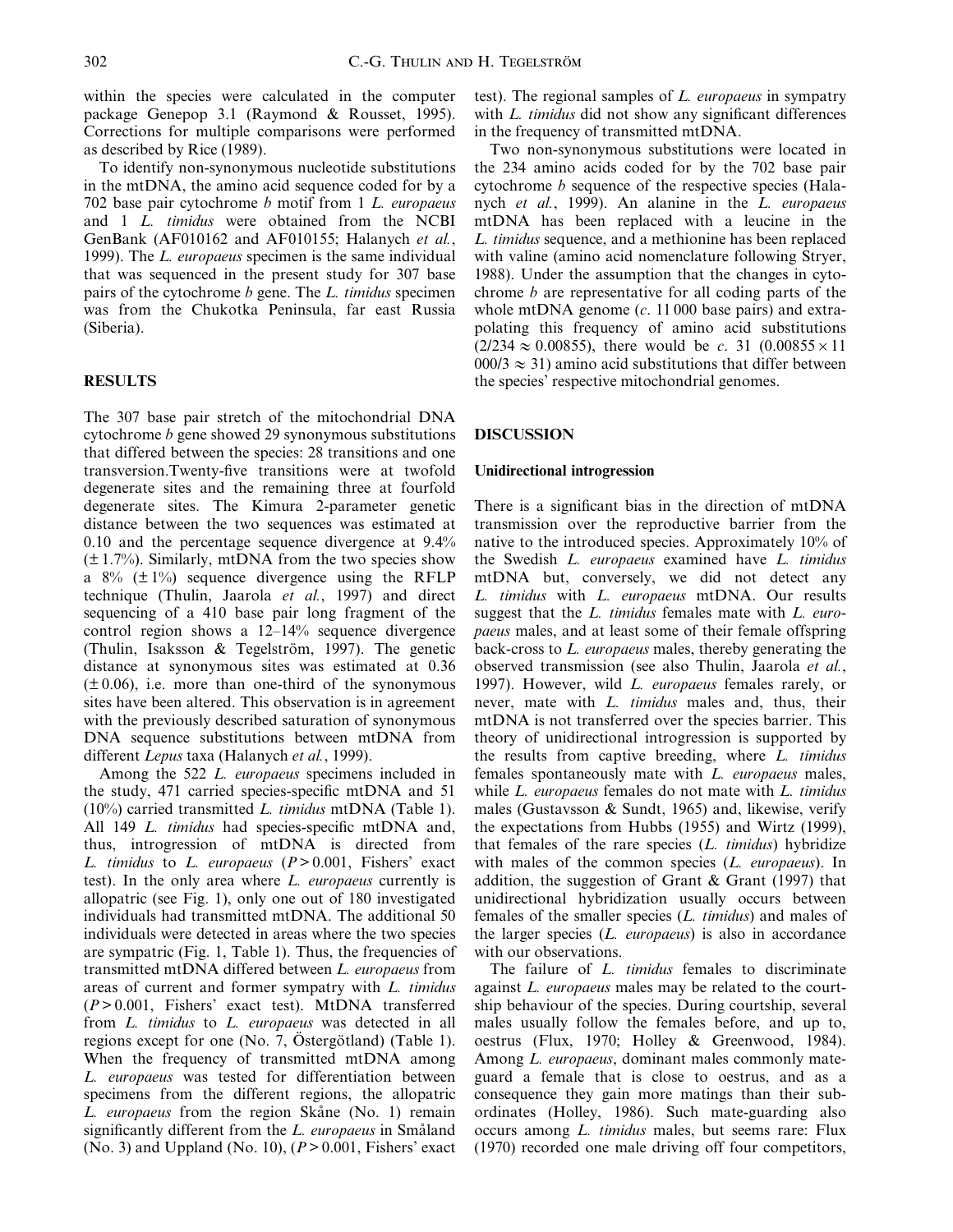within the species were calculated in the computer package Genepop 3.1 (Raymond & Rousset, 1995). Corrections for multiple comparisons were performed as described by Rice (1989).

To identify non-synonymous nucleotide substitutions in the mtDNA, the amino acid sequence coded for by a 702 base pair cytochrome *b* motif from 1 *L. europaeus* and 1 *L. timidus* were obtained from the NCBI GenBank (AF010162 and AF010155; Halanych *et al.*, 1999). The *L. europaeus* specimen is the same individual that was sequenced in the present study for 307 base pairs of the cytochrome *b* gene. The *L. timidus* specimen was from the Chukotka Peninsula, far east Russia (Siberia).

## RESULTS

The 307 base pair stretch of the mitochondrial DNA cytochrome *b* gene showed 29 synonymous substitutions that differed between the species: 28 transitions and one transversion.Twenty-five transitions were at twofold degenerate sites and the remaining three at fourfold degenerate sites. The Kimura 2-parameter genetic distance between the two sequences was estimated at 0.10 and the percentage sequence divergence at 9.4% ($\pm$ 1.7%). Similarly, mtDNA from the two species show a 8% ($\pm$ 1%) sequence divergence using the RFLP technique (Thulin, Jaarola *et al.*, 1997) and direct sequencing of a 410 base pair long fragment of the control region shows a 12–14% sequence divergence (Thulin, Isaksson & Tegelström, 1997). The genetic distance at synonymous sites was estimated at 0.36 ($\pm$ 0.06), i.e. more than one-third of the synonymous sites have been altered. This observation is in agreement with the previously described saturation of synonymous DNA sequence substitutions between mtDNA from different *Lepus* taxa (Halanych *et al.*, 1999).

Among the 522 *L. europaeus* specimens included in the study, 471 carried species-specific mtDNA and 51 (10%) carried transmitted *L. timidus* mtDNA (Table 1). All 149 *L. timidus* had species-specific mtDNA and, thus, introgression of mtDNA is directed from *L. timidus* to *L. europaeus* ($P > 0.001$, Fishers' exact test). In the only area where *L. europaeus* currently is allopatric (see Fig. 1), only one out of 180 investigated individuals had transmitted mtDNA. The additional 50 individuals were detected in areas where the two species are sympatric (Fig. 1, Table 1). Thus, the frequencies of transmitted mtDNA differed between *L. europaeus* from areas of current and former sympatry with *L. timidus* ($P > 0.001$, Fishers' exact test). MtDNA transferred from *L. timidus* to *L. europaeus* was detected in all regions except for one (No. 7, Östergötland) (Table 1). When the frequency of transmitted mtDNA among *L. europaeus* was tested for differentiation between specimens from the different regions, the allopatric *L. europaeus* from the region Skåne (No. 1) remain significantly different from the *L. europaeus* in Småland (No. 3) and Uppland (No. 10), ($P > 0.001$, Fishers' exact test). The regional samples of *L. europaeus* in sympatry with *L. timidus* did not show any significant differences in the frequency of transmitted mtDNA.

Two non-synonymous substitutions were located in the 234 amino acids coded for by the 702 base pair cytochrome *b* sequence of the respective species (Halanych *et al.*, 1999). An alanine in the *L. europaeus* mtDNA has been replaced with a leucine in the *L. timidus* sequence, and a methionine has been replaced with valine (amino acid nomenclature following Stryer, 1988). Under the assumption that the changes in cytochrome *b* are representative for all coding parts of the whole mtDNA genome (*c*. 11 000 base pairs) and extrapolating this frequency of amino acid substitutions ($2/234 \approx 0.00855$), there would be *c*. 31 ($0.00855 \times 11\,000/3 \approx 31$) amino acid substitutions that differ between the species' respective mitochondrial genomes.

## DISCUSSION

### Unidirectional introgression

There is a significant bias in the direction of mtDNA transmission over the reproductive barrier from the native to the introduced species. Approximately 10% of the Swedish *L. europaeus* examined have *L. timidus* mtDNA but, conversely, we did not detect any *L. timidus* with *L. europaeus* mtDNA. Our results suggest that the *L. timidus* females mate with *L. europaeus* males, and at least some of their female offspring back-cross to *L. europaeus* males, thereby generating the observed transmission (see also Thulin, Jaarola *et al.*, 1997). However, wild *L. europaeus* females rarely, or never, mate with *L. timidus* males and, thus, their mtDNA is not transferred over the species barrier. This theory of unidirectional introgression is supported by the results from captive breeding, where *L. timidus* females spontaneously mate with *L. europaeus* males, while *L. europaeus* females do not mate with *L. timidus* males (Gustavsson & Sundt, 1965) and, likewise, verify the expectations from Hubbs (1955) and Wirtz (1999), that females of the rare species (*L. timidus*) hybridize with males of the common species (*L. europaeus*). In addition, the suggestion of Grant & Grant (1997) that unidirectional hybridization usually occurs between females of the smaller species (*L. timidus*) and males of the larger species (*L. europaeus*) is also in accordance with our observations.

The failure of *L. timidus* females to discriminate against *L. europaeus* males may be related to the courtship behaviour of the species. During courtship, several males usually follow the females before, and up to, oestrus (Flux, 1970; Holley & Greenwood, 1984). Among *L. europaeus*, dominant males commonly mate-guard a female that is close to oestrus, and as a consequence they gain more matings than their subordinates (Holley, 1986). Such mate-guarding also occurs among *L. timidus* males, but seems rare: Flux (1970) recorded one male driving off four competitors,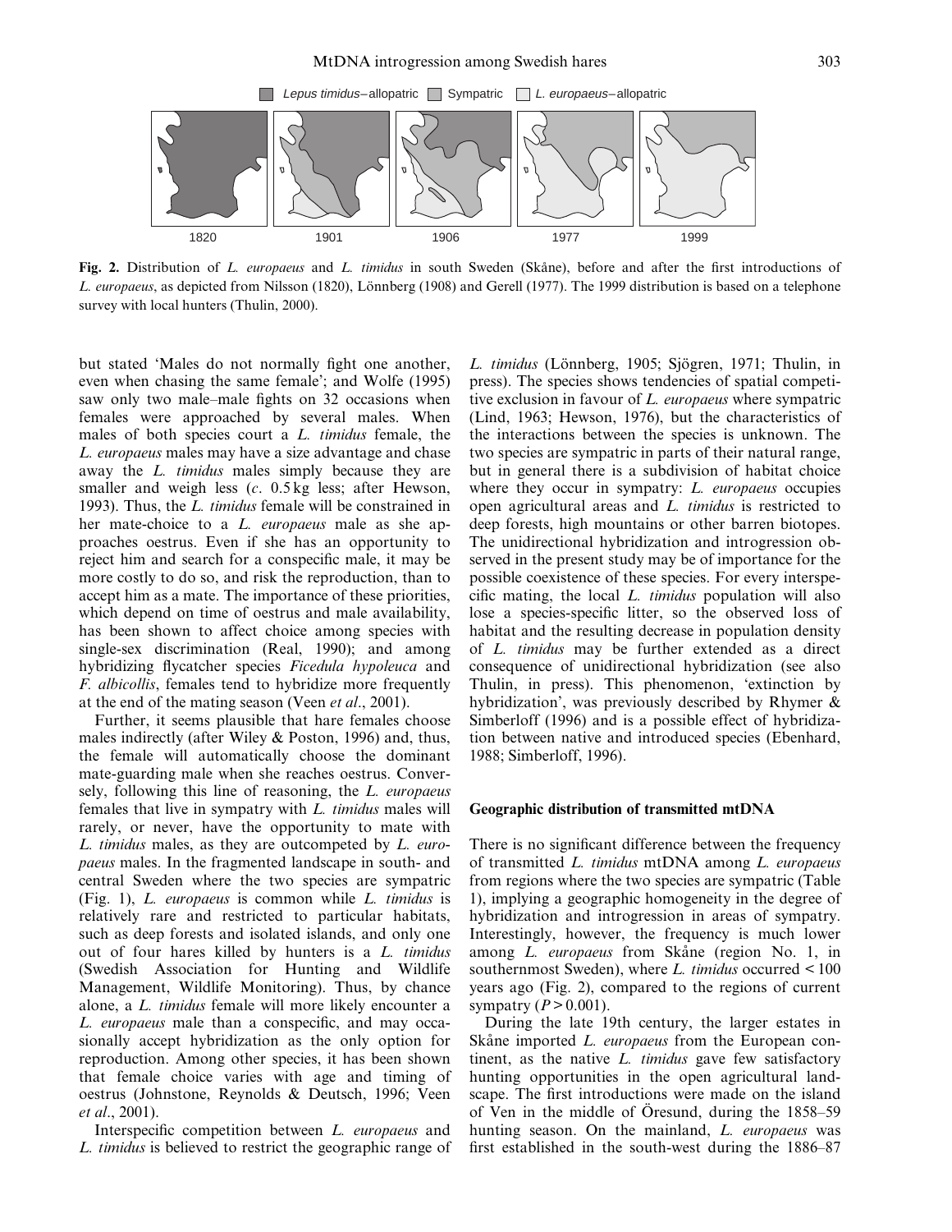Fig. 2. Distribution of *L. europaeus* and *L. timidus* in south Sweden (Skåne), before and after the first introductions of *L. europaeus*, as depicted from Nilsson (1820), Lönnberg (1908) and Gerell (1977). The 1999 distribution is based on a telephone survey with local hunters (Thulin, 2000).

but stated 'Males do not normally fight one another, even when chasing the same female'; and Wolfe (1995) saw only two male–male fights on 32 occasions when females were approached by several males. When males of both species court a *L. timidus* female, the *L. europaeus* males may have a size advantage and chase away the *L. timidus* males simply because they are smaller and weigh less (*c*. 0.5 kg less; after Hewson, 1993). Thus, the *L. timidus* female will be constrained in her mate-choice to a *L. europaeus* male as she approaches oestrus. Even if she has an opportunity to reject him and search for a conspecific male, it may be more costly to do so, and risk the reproduction, than to accept him as a mate. The importance of these priorities, which depend on time of oestrus and male availability, has been shown to affect choice among species with single-sex discrimination (Real, 1990); and among hybridizing flycatcher species *Ficedula hypoleuca* and *F. albicollis*, females tend to hybridize more frequently at the end of the mating season (Veen *et al*., 2001).

Further, it seems plausible that hare females choose males indirectly (after Wiley & Poston, 1996) and, thus, the female will automatically choose the dominant mate-guarding male when she reaches oestrus. Conversely, following this line of reasoning, the *L. europaeus* females that live in sympatry with *L. timidus* males will rarely, or never, have the opportunity to mate with *L. timidus* males, as they are outcompeted by *L. europaeus* males. In the fragmented landscape in south- and central Sweden where the two species are sympatric (Fig. 1), *L. europaeus* is common while *L. timidus* is relatively rare and restricted to particular habitats, such as deep forests and isolated islands, and only one out of four hares killed by hunters is a *L. timidus* (Swedish Association for Hunting and Wildlife Management, Wildlife Monitoring). Thus, by chance alone, a *L. timidus* female will more likely encounter a *L. europaeus* male than a conspecific, and may occasionally accept hybridization as the only option for reproduction. Among other species, it has been shown that female choice varies with age and timing of oestrus (Johnstone, Reynolds & Deutsch, 1996; Veen *et al*., 2001).

Interspecific competition between *L. europaeus* and *L. timidus* is believed to restrict the geographic range of *L. timidus* (Lönnberg, 1905; Sjögren, 1971; Thulin, in press). The species shows tendencies of spatial competitive exclusion in favour of *L. europaeus* where sympatric (Lind, 1963; Hewson, 1976), but the characteristics of the interactions between the species is unknown. The two species are sympatric in parts of their natural range, but in general there is a subdivision of habitat choice where they occur in sympatry: *L. europaeus* occupies open agricultural areas and *L. timidus* is restricted to deep forests, high mountains or other barren biotopes. The unidirectional hybridization and introgression observed in the present study may be of importance for the possible coexistence of these species. For every interspecific mating, the local *L. timidus* population will also lose a species-specific litter, so the observed loss of habitat and the resulting decrease in population density of *L. timidus* may be further extended as a direct consequence of unidirectional hybridization (see also Thulin, in press). This phenomenon, 'extinction by hybridization', was previously described by Rhymer & Simberloff (1996) and is a possible effect of hybridization between native and introduced species (Ebenhard, 1988; Simberloff, 1996).

### Geographic distribution of transmitted mtDNA

There is no significant difference between the frequency of transmitted *L. timidus* mtDNA among *L. europaeus* from regions where the two species are sympatric (Table 1), implying a geographic homogeneity in the degree of hybridization and introgression in areas of sympatry. Interestingly, however, the frequency is much lower among *L. europaeus* from Skåne (region No. 1, in southernmost Sweden), where *L. timidus* occurred < 100 years ago (Fig. 2), compared to the regions of current sympatry ($P > 0.001$).

During the late 19th century, the larger estates in Skåne imported *L. europaeus* from the European continent, as the native *L. timidus* gave few satisfactory hunting opportunities in the open agricultural landscape. The first introductions were made on the island of Ven in the middle of Öresund, during the 1858–59 hunting season. On the mainland, *L. europaeus* was first established in the south-west during the 1886–87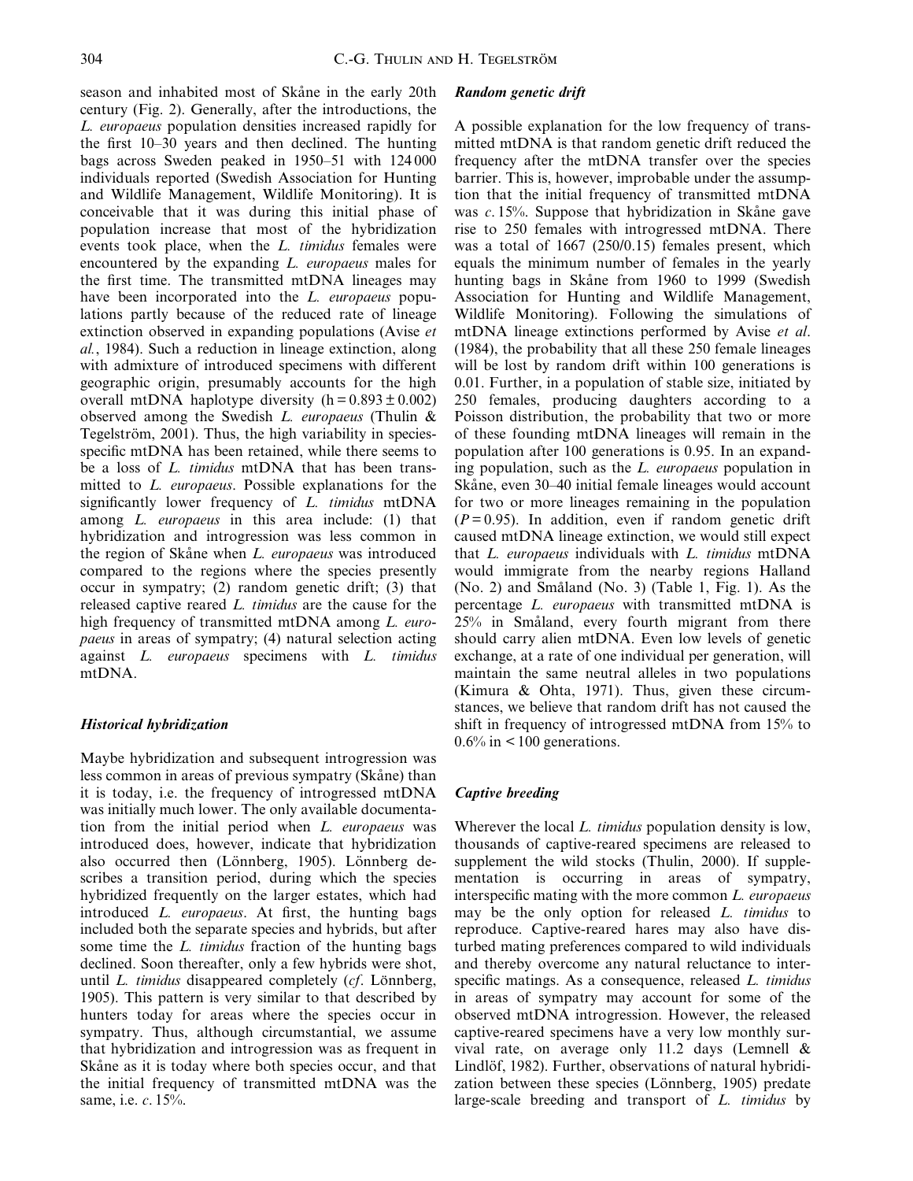season and inhabited most of Skåne in the early 20th century (Fig. 2). Generally, after the introductions, the *L. europaeus* population densities increased rapidly for the first 10–30 years and then declined. The hunting bags across Sweden peaked in 1950–51 with 124 000 individuals reported (Swedish Association for Hunting and Wildlife Management, Wildlife Monitoring). It is conceivable that it was during this initial phase of population increase that most of the hybridization events took place, when the *L. timidus* females were encountered by the expanding *L. europaeus* males for the first time. The transmitted mtDNA lineages may have been incorporated into the *L. europaeus* populations partly because of the reduced rate of lineage extinction observed in expanding populations (Avise *et al.*, 1984). Such a reduction in lineage extinction, along with admixture of introduced specimens with different geographic origin, presumably accounts for the high overall mtDNA haplotype diversity ($h = 0.893 \pm 0.002$) observed among the Swedish *L. europaeus* (Thulin & Tegelström, 2001). Thus, the high variability in species-specific mtDNA has been retained, while there seems to be a loss of *L. timidus* mtDNA that has been transmitted to *L. europaeus*. Possible explanations for the significantly lower frequency of *L. timidus* mtDNA among *L. europaeus* in this area include: (1) that hybridization and introgression was less common in the region of Skåne when *L. europaeus* was introduced compared to the regions where the species presently occur in sympatry; (2) random genetic drift; (3) that released captive reared *L. timidus* are the cause for the high frequency of transmitted mtDNA among *L. europaeus* in areas of sympatry; (4) natural selection acting against *L. europaeus* specimens with *L. timidus* mtDNA.

### *Historical hybridization*

Maybe hybridization and subsequent introgression was less common in areas of previous sympatry (Skåne) than it is today, i.e. the frequency of introgressed mtDNA was initially much lower. The only available documentation from the initial period when *L. europaeus* was introduced does, however, indicate that hybridization also occurred then (Lönnberg, 1905). Lönnberg describes a transition period, during which the species hybridized frequently on the larger estates, which had introduced *L. europaeus*. At first, the hunting bags included both the separate species and hybrids, but after some time the *L. timidus* fraction of the hunting bags declined. Soon thereafter, only a few hybrids were shot, until *L. timidus* disappeared completely (*cf*. Lönnberg, 1905). This pattern is very similar to that described by hunters today for areas where the species occur in sympatry. Thus, although circumstantial, we assume that hybridization and introgression was as frequent in Skåne as it is today where both species occur, and that the initial frequency of transmitted mtDNA was the same, i.e. *c*. 15%.

### *Random genetic drift*

A possible explanation for the low frequency of transmitted mtDNA is that random genetic drift reduced the frequency after the mtDNA transfer over the species barrier. This is, however, improbable under the assumption that the initial frequency of transmitted mtDNA was *c*. 15%. Suppose that hybridization in Skåne gave rise to 250 females with introgressed mtDNA. There was a total of 1667 (250/0.15) females present, which equals the minimum number of females in the yearly hunting bags in Skåne from 1960 to 1999 (Swedish Association for Hunting and Wildlife Management, Wildlife Monitoring). Following the simulations of mtDNA lineage extinctions performed by Avise *et al.* (1984), the probability that all these 250 female lineages will be lost by random drift within 100 generations is 0.01. Further, in a population of stable size, initiated by 250 females, producing daughters according to a Poisson distribution, the probability that two or more of these founding mtDNA lineages will remain in the population after 100 generations is 0.95. In an expanding population, such as the *L. europaeus* population in Skåne, even 30–40 initial female lineages would account for two or more lineages remaining in the population ($P = 0.95$). In addition, even if random genetic drift caused mtDNA lineage extinction, we would still expect that *L. europaeus* individuals with *L. timidus* mtDNA would immigrate from the nearby regions Halland (No. 2) and Småland (No. 3) (Table 1, Fig. 1). As the percentage *L. europaeus* with transmitted mtDNA is 25% in Småland, every fourth migrant from there should carry alien mtDNA. Even low levels of genetic exchange, at a rate of one individual per generation, will maintain the same neutral alleles in two populations (Kimura & Ohta, 1971). Thus, given these circumstances, we believe that random drift has not caused the shift in frequency of introgressed mtDNA from 15% to 0.6% in < 100 generations.

### *Captive breeding*

Wherever the local *L. timidus* population density is low, thousands of captive-reared specimens are released to supplement the wild stocks (Thulin, 2000). If supplementation is occurring in areas of sympatry, interspecific mating with the more common *L. europaeus* may be the only option for released *L. timidus* to reproduce. Captive-reared hares may also have disturbed mating preferences compared to wild individuals and thereby overcome any natural reluctance to interspecific matings. As a consequence, released *L. timidus* in areas of sympatry may account for some of the observed mtDNA introgression. However, the released captive-reared specimens have a very low monthly survival rate, on average only 11.2 days (Lemnell & Lindlöf, 1982). Further, observations of natural hybridization between these species (Lönnberg, 1905) predate large-scale breeding and transport of *L. timidus* by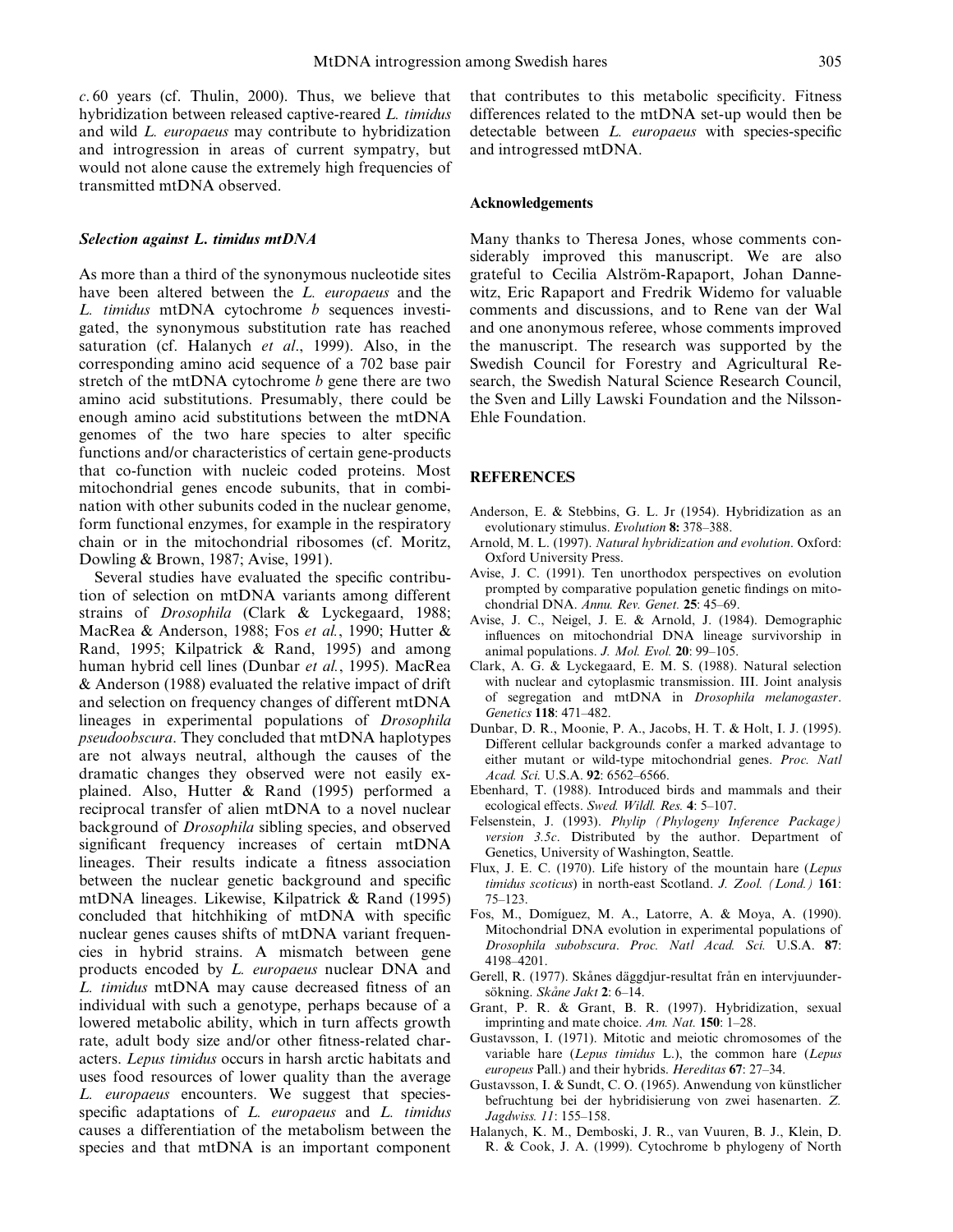*c.* 60 years (cf. Thulin, 2000). Thus, we believe that hybridization between released captive-reared *L. timidus* and wild *L. europaeus* may contribute to hybridization and introgression in areas of current sympatry, but would not alone cause the extremely high frequencies of transmitted mtDNA observed.

### *Selection against L. timidus mtDNA*

As more than a third of the synonymous nucleotide sites have been altered between the *L. europaeus* and the *L. timidus* mtDNA cytochrome *b* sequences investigated, the synonymous substitution rate has reached saturation (cf. Halanych *et al*., 1999). Also, in the corresponding amino acid sequence of a 702 base pair stretch of the mtDNA cytochrome *b* gene there are two amino acid substitutions. Presumably, there could be enough amino acid substitutions between the mtDNA genomes of the two hare species to alter specific functions and/or characteristics of certain gene-products that co-function with nucleic coded proteins. Most mitochondrial genes encode subunits, that in combination with other subunits coded in the nuclear genome, form functional enzymes, for example in the respiratory chain or in the mitochondrial ribosomes (cf. Moritz, Dowling & Brown, 1987; Avise, 1991).

Several studies have evaluated the specific contribution of selection on mtDNA variants among different strains of *Drosophila* (Clark & Lyckegaard, 1988; MacRea & Anderson, 1988; Fos *et al.*, 1990; Hutter & Rand, 1995; Kilpatrick & Rand, 1995) and among human hybrid cell lines (Dunbar *et al.*, 1995). MacRea & Anderson (1988) evaluated the relative impact of drift and selection on frequency changes of different mtDNA lineages in experimental populations of *Drosophila pseudoobscura*. They concluded that mtDNA haplotypes are not always neutral, although the causes of the dramatic changes they observed were not easily explained. Also, Hutter & Rand (1995) performed a reciprocal transfer of alien mtDNA to a novel nuclear background of *Drosophila* sibling species, and observed significant frequency increases of certain mtDNA lineages. Their results indicate a fitness association between the nuclear genetic background and specific mtDNA lineages. Likewise, Kilpatrick & Rand (1995) concluded that hitchhiking of mtDNA with specific nuclear genes causes shifts of mtDNA variant frequencies in hybrid strains. A mismatch between gene products encoded by *L. europaeus* nuclear DNA and *L. timidus* mtDNA may cause decreased fitness of an individual with such a genotype, perhaps because of a lowered metabolic ability, which in turn affects growth rate, adult body size and/or other fitness-related characters. *Lepus timidus* occurs in harsh arctic habitats and uses food resources of lower quality than the average *L. europaeus* encounters. We suggest that species-specific adaptations of *L. europaeus* and *L. timidus* causes a differentiation of the metabolism between the species and that mtDNA is an important component that contributes to this metabolic specificity. Fitness differences related to the mtDNA set-up would then be detectable between *L. europaeus* with species-specific and introgressed mtDNA.

## Acknowledgements

Many thanks to Theresa Jones, whose comments considerably improved this manuscript. We are also grateful to Cecilia Alström-Rapaport, Johan Dannewitz, Eric Rapaport and Fredrik Widemo for valuable comments and discussions, and to Rene van der Wal and one anonymous referee, whose comments improved the manuscript. The research was supported by the Swedish Council for Forestry and Agricultural Research, the Swedish Natural Science Research Council, the Sven and Lilly Lawski Foundation and the Nilsson-Ehle Foundation.

## REFERENCES

Anderson, E. & Stebbins, G. L. Jr (1954). Hybridization as an evolutionary stimulus. *Evolution* **8:** 378–388.

Arnold, M. L. (1997). *Natural hybridization and evolution*. Oxford: Oxford University Press.

Avise, J. C. (1991). Ten unorthodox perspectives on evolution prompted by comparative population genetic findings on mitochondrial DNA. *Annu. Rev. Genet.* **25**: 45–69.

Avise, J. C., Neigel, J. E. & Arnold, J. (1984). Demographic influences on mitochondrial DNA lineage survivorship in animal populations. *J. Mol. Evol.* **20**: 99–105.

Clark, A. G. & Lyckegaard, E. M. S. (1988). Natural selection with nuclear and cytoplasmic transmission. III. Joint analysis of segregation and mtDNA in *Drosophila melanogaster*. *Genetics* **118**: 471–482.

Dunbar, D. R., Moonie, P. A., Jacobs, H. T. & Holt, I. J. (1995). Different cellular backgrounds confer a marked advantage to either mutant or wild-type mitochondrial genes. *Proc. Natl Acad. Sci.* U.S.A. **92**: 6562–6566.

Ebenhard, T. (1988). Introduced birds and mammals and their ecological effects. *Swed. Wildl. Res.* **4**: 5–107.

Felsenstein, J. (1993). *Phylip (Phylogeny Inference Package) version 3.5c*. Distributed by the author. Department of Genetics, University of Washington, Seattle.

Flux, J. E. C. (1970). Life history of the mountain hare (*Lepus timidus scoticus*) in north-east Scotland. *J. Zool. (Lond.)* **161**: 75–123.

Fos, M., Domíguez, M. A., Latorre, A. & Moya, A. (1990). Mitochondrial DNA evolution in experimental populations of *Drosophila subobscura*. *Proc. Natl Acad. Sci.* U.S.A. **87**: 4198–4201.

Gerell, R. (1977). Skånes däggdjur-resultat från en intervjuundersökning. *Skåne Jakt* **2**: 6–14.

Grant, P. R. & Grant, B. R. (1997). Hybridization, sexual imprinting and mate choice. *Am. Nat.* **150**: 1–28.

Gustavsson, I. (1971). Mitotic and meiotic chromosomes of the variable hare (*Lepus timidus* L.), the common hare (*Lepus europeus* Pall.) and their hybrids. *Hereditas* **67**: 27–34.

Gustavsson, I. & Sundt, C. O. (1965). Anwendung von künstlicher befruchtung bei der hybridisierung von zwei hasenarten. *Z. Jagdwiss. 11*: 155–158.

Halanych, K. M., Demboski, J. R., van Vuuren, B. J., Klein, D. R. & Cook, J. A. (1999). Cytochrome b phylogeny of North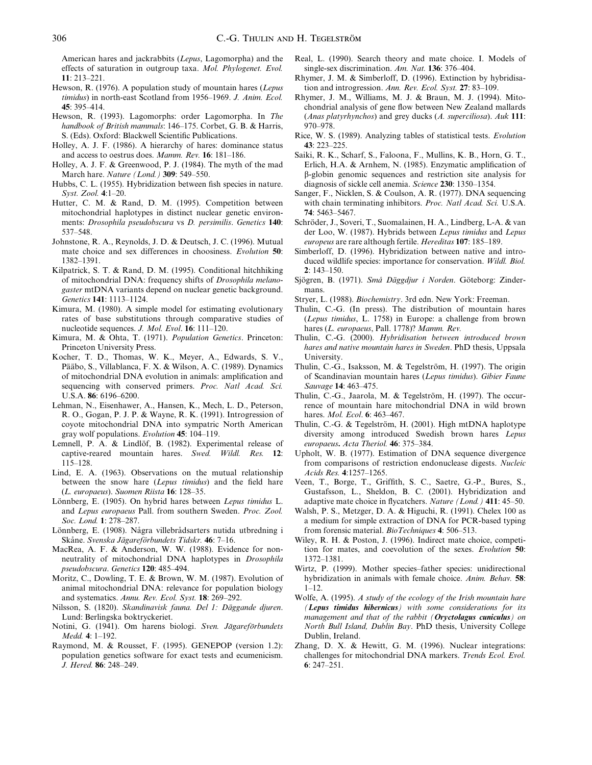American hares and jackrabbits (*Lepus*, Lagomorpha) and the effects of saturation in outgroup taxa. *Mol. Phylogenet. Evol.* **11**: 213–221.

Hewson, R. (1976). A population study of mountain hares (*Lepus timidus*) in north-east Scotland from 1956–1969. *J. Anim. Ecol.* **45**: 395–414.

Hewson, R. (1993). Lagomorphs: order Lagomorpha. In *The handbook of British mammals*: 146–175. Corbet, G. B. & Harris, S. (Eds). Oxford: Blackwell Scientific Publications.

Holley, A. J. F. (1986). A hierarchy of hares: dominance status and access to oestrus does. *Mamm. Rev.* **16**: 181–186.

Holley, A. J. F. & Greenwood, P. J. (1984). The myth of the mad March hare. *Nature (Lond.)* **309**: 549–550.

Hubbs, C. L. (1955). Hybridization between fish species in nature. *Syst. Zool.* **4**:1–20.

Hutter, C. M. & Rand, D. M. (1995). Competition between mitochondrial haplotypes in distinct nuclear genetic environments: *Drosophila pseudobscura* vs *D. persimilis*. *Genetics* **140**: 537–548.

Johnstone, R. A., Reynolds, J. D. & Deutsch, J. C. (1996). Mutual mate choice and sex differences in choosiness. *Evolution* **50**: 1382–1391.

Kilpatrick, S. T. & Rand, D. M. (1995). Conditional hitchhiking of mitochondrial DNA: frequency shifts of *Drosophila melanogaster* mtDNA variants depend on nuclear genetic background. *Genetics* **141**: 1113–1124.

Kimura, M. (1980). A simple model for estimating evolutionary rates of base substitutions through comparative studies of nucleotide sequences. *J. Mol. Evol*. **16**: 111–120.

Kimura, M. & Ohta, T. (1971). *Population Genetics*. Princeton: Princeton University Press.

Kocher, T. D., Thomas, W. K., Meyer, A., Edwards, S. V., Pääbo, S., Villablanca, F. X. & Wilson, A. C. (1989). Dynamics of mitochondrial DNA evolution in animals: amplification and sequencing with conserved primers. *Proc. Natl Acad. Sci.* U.S.A. **86**: 6196–6200.

Lehman, N., Eisenhawer, A., Hansen, K., Mech, L. D., Peterson, R. O., Gogan, P. J. P. & Wayne, R. K. (1991). Introgression of coyote mitochondrial DNA into sympatric North American gray wolf populations. *Evolution* **45**: 104–119.

Lemnell, P. A. & Lindlöf, B. (1982). Experimental release of captive-reared mountain hares. *Swed. Wildl. Res.* **12**: 115–128.

Lind, E. A. (1963). Observations on the mutual relationship between the snow hare (*Lepus timidus*) and the field hare (*L. europaeus*). *Suomen Riista* **16**: 128–35.

Lönnberg, E. (1905). On hybrid hares between *Lepus timidus* L. and *Lepus europaeus* Pall. from southern Sweden. *Proc. Zool. Soc. Lond.* **1**: 278–287.

Lönnberg, E. (1908). Några villebrådsarters nutida utbredning i Skåne. *Svenska Jägareförbundets Tidskr.* **46**: 7–16.

MacRea, A. F. & Anderson, W. W. (1988). Evidence for non-neutrality of mitochondrial DNA haplotypes in *Drosophila pseudobscura*. *Genetics* **120**: 485–494.

Moritz, C., Dowling, T. E. & Brown, W. M. (1987). Evolution of animal mitochondrial DNA: relevance for population biology and systematics. *Annu. Rev. Ecol. Syst.* **18**: 269–292.

Nilsson, S. (1820). *Skandinavisk fauna. Del 1: Däggande djuren*. Lund: Berlingska boktryckeriet.

Notini, G. (1941). Om harens biologi. *Sven. Jägareförbundets Medd.* **4**: 1–192.

Raymond, M. & Rousset, F. (1995). GENEPOP (version 1.2): population genetics software for exact tests and ecumenicism. *J. Hered.* **86**: 248–249.

Real, L. (1990). Search theory and mate choice. I. Models of single-sex discrimination. *Am. Nat.* **136**: 376–404.

Rhymer, J. M. & Simberloff, D. (1996). Extinction by hybridisation and introgression. *Ann. Rev. Ecol. Syst.* **27**: 83–109.

Rhymer, J. M., Williams, M. J. & Braun, M. J. (1994). Mitochondrial analysis of gene flow between New Zealand mallards (*Anas platyrhynchos*) and grey ducks (*A. superciliosa*). *Auk* **111**: 970–978.

Rice, W. S. (1989). Analyzing tables of statistical tests. *Evolution* **43**: 223–225.

Saiki, R. K., Scharf, S., Faloona, F., Mullins, K. B., Horn, G. T., Erlich, H.A. & Arnhem, N. (1985). Enzymatic amplification of β-globin genomic sequences and restriction site analysis for diagnosis of sickle cell anemia. *Science* **230**: 1350–1354.

Sanger, F., Nicklen, S. & Coulson, A. R. (1977). DNA sequencing with chain terminating inhibitors. *Proc. Natl Acad. Sci.* U.S.A. **74**: 5463–5467.

Schröder, J., Soveri, T., Suomalainen, H. A., Lindberg, L-A. & van der Loo, W. (1987). Hybrids between *Lepus timidus* and *Lepus europeus* are rare although fertile. *Hereditas* **107**: 185–189.

Simberloff, D. (1996). Hybridization between native and introduced wildlife species: importance for conservation. *Wildl. Biol.* **2**: 143–150.

Sjögren, B. (1971). *Små Däggdjur i Norden*. Göteborg: Zindermans.

Stryer, L. (1988). *Biochemistry*. 3rd edn. New York: Freeman.

Thulin, C.-G. (In press). The distribution of mountain hares (*Lepus timidus*, L. 1758) in Europe: a challenge from brown hares (*L. europaeus*, Pall. 1778)? *Mamm. Rev.*

Thulin, C.-G. (2000). *Hybridisation between introduced brown hares and native mountain hares in Sweden*. PhD thesis, Uppsala University.

Thulin, C.-G., Isaksson, M. & Tegelström, H. (1997). The origin of Scandinavian mountain hares (*Lepus timidus*). *Gibier Faune Sauvage* **14**: 463–475.

Thulin, C.-G., Jaarola, M. & Tegelström, H. (1997). The occurrence of mountain hare mitochondrial DNA in wild brown hares. *Mol. Ecol*. **6**: 463–467.

Thulin, C.-G. & Tegelström, H. (2001). High mtDNA haplotype diversity among introduced Swedish brown hares *Lepus europaeus*. *Acta Theriol.* **46**: 375–384.

Upholt, W. B. (1977). Estimation of DNA sequence divergence from comparisons of restriction endonuclease digests. *Nucleic Acids Res.* **4**:1257–1265.

Veen, T., Borge, T., Griffith, S. C., Saetre, G.-P., Bures, S., Gustafsson, L., Sheldon, B. C. (2001). Hybridization and adaptive mate choice in flycatchers. *Nature (Lond.)* **411**: 45–50.

Walsh, P. S., Metzger, D. A. & Higuchi, R. (1991). Chelex 100 as a medium for simple extraction of DNA for PCR-based typing from forensic material. *BioTechniques* **4**: 506–513.

Wiley, R. H. & Poston, J. (1996). Indirect mate choice, competition for mates, and coevolution of the sexes. *Evolution* **50**: 1372–1381.

Wirtz, P. (1999). Mother species–father species: unidirectional hybridization in animals with female choice. *Anim. Behav.* **58**: 1–12.

Wolfe, A. (1995). *A study of the ecology of the Irish mountain hare (**Lepus timidus hibernicus**) with some considerations for its management and that of the rabbit (**Oryctolagus cuniculus**) on North Bull Island, Dublin Bay*. PhD thesis, University College Dublin, Ireland.

Zhang, D. X. & Hewitt, G. M. (1996). Nuclear integrations: challenges for mitochondrial DNA markers. *Trends Ecol. Evol.* **6**: 247–251.